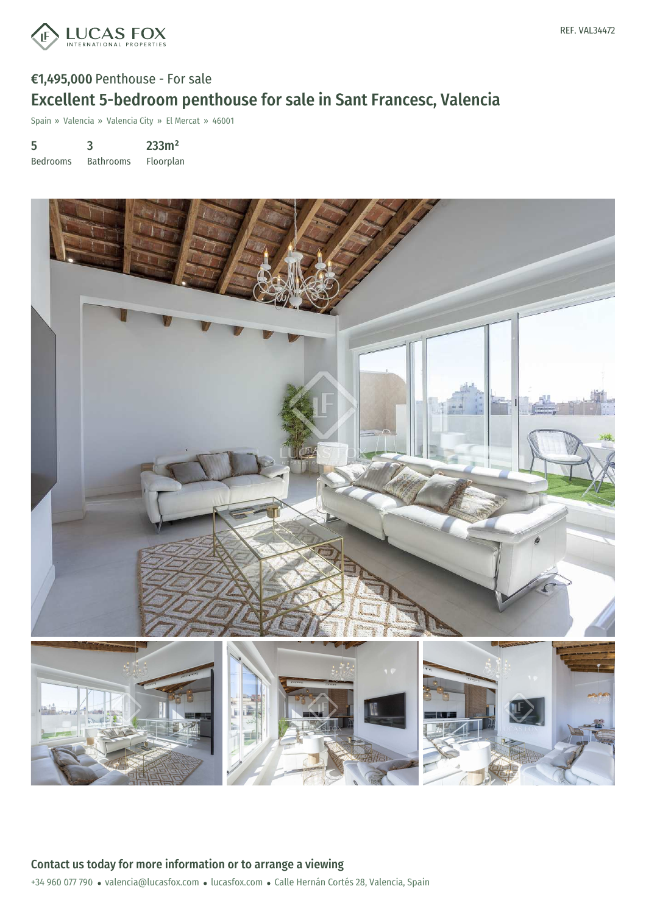REF. VAL34472

**€1,495,000** Penthouse - For sale

# Excellent 5-bedroom penthouse for sale in Sant Francesc, Valencia

Spain » Valencia » Valencia City » El Mercat » 46001

| 5 | 3 | 233m² |
|---|---|---|
| Bedrooms | Bathrooms | Floorplan |

## Contact us today for more information or to arrange a viewing

+34 960 077 790 • valencia@lucasfox.com • lucasfox.com • Calle Hernán Cortés 28, Valencia, Spain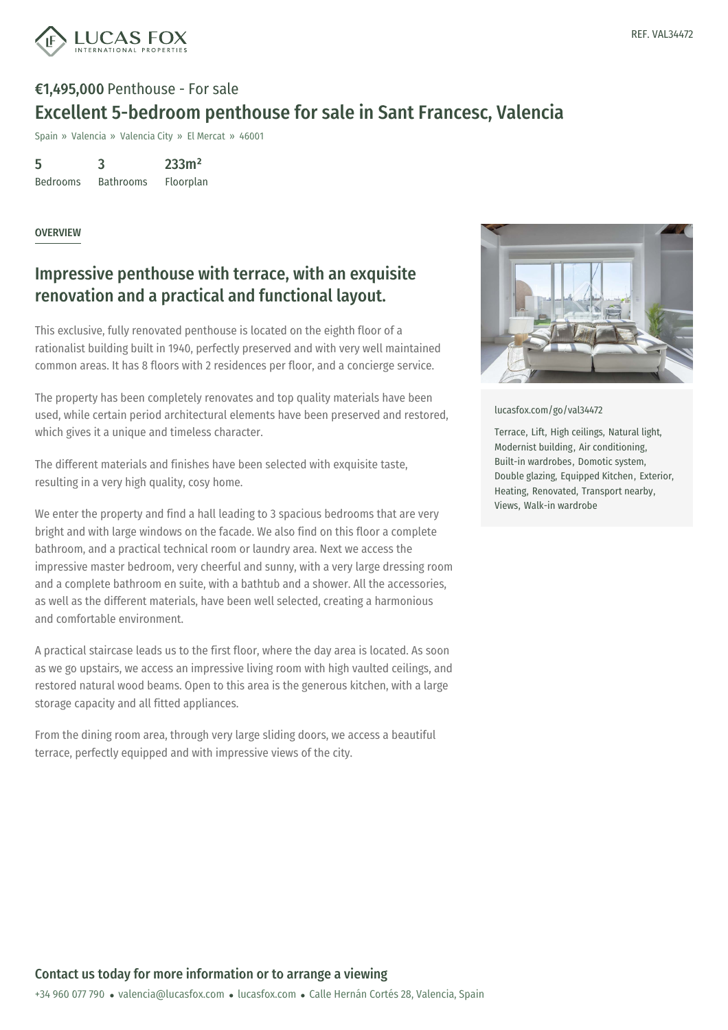REF. VAL34472

**€1,495,000** Penthouse - For sale

# Excellent 5-bedroom penthouse for sale in Sant Francesc, Valencia

Spain » Valencia » Valencia City » El Mercat » 46001

| 5 | 3 | 233m² |
|---|---|---|
| Bedrooms | Bathrooms | Floorplan |

## OVERVIEW

## Impressive penthouse with terrace, with an exquisite renovation and a practical and functional layout.

This exclusive, fully renovated penthouse is located on the eighth floor of a rationalist building built in 1940, perfectly preserved and with very well maintained common areas. It has 8 floors with 2 residences per floor, and a concierge service.

The property has been completely renovates and top quality materials have been used, while certain period architectural elements have been preserved and restored, which gives it a unique and timeless character.

The different materials and finishes have been selected with exquisite taste, resulting in a very high quality, cosy home.

We enter the property and find a hall leading to 3 spacious bedrooms that are very bright and with large windows on the facade. We also find on this floor a complete bathroom, and a practical technical room or laundry area. Next we access the impressive master bedroom, very cheerful and sunny, with a very large dressing room and a complete bathroom en suite, with a bathtub and a shower. All the accessories, as well as the different materials, have been well selected, creating a harmonious and comfortable environment.

A practical staircase leads us to the first floor, where the day area is located. As soon as we go upstairs, we access an impressive living room with high vaulted ceilings, and restored natural wood beams. Open to this area is the generous kitchen, with a large storage capacity and all fitted appliances.

From the dining room area, through very large sliding doors, we access a beautiful terrace, perfectly equipped and with impressive views of the city.

lucasfox.com/go/val34472

Terrace, Lift, High ceilings, Natural light, Modernist building, Air conditioning, Built-in wardrobes, Domotic system, Double glazing, Equipped Kitchen, Exterior, Heating, Renovated, Transport nearby, Views, Walk-in wardrobe

**Contact us today for more information or to arrange a viewing**

+34 960 077 790 • valencia@lucasfox.com • lucasfox.com • Calle Hernán Cortés 28, Valencia, Spain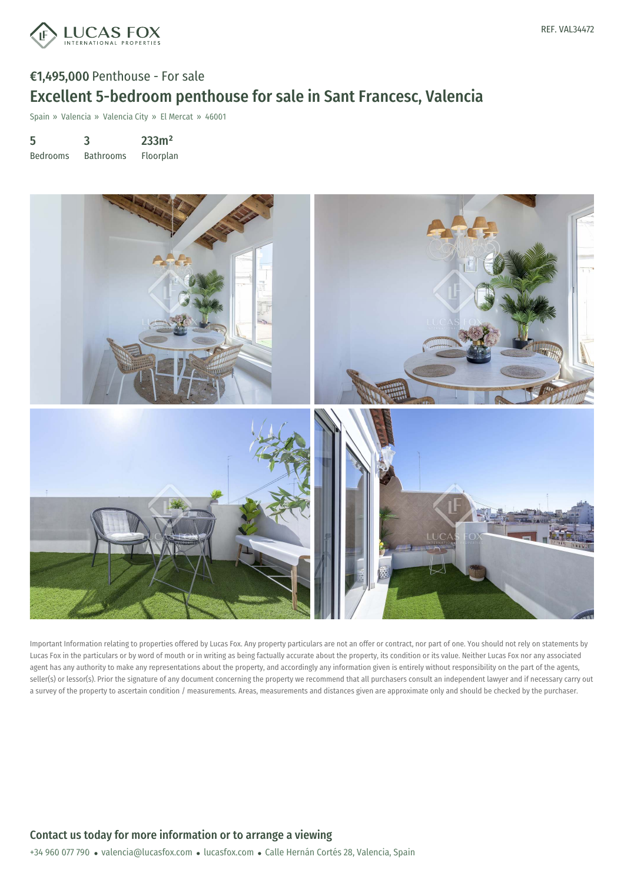REF. VAL34472

**€1,495,000** Penthouse - For sale

# Excellent 5-bedroom penthouse for sale in Sant Francesc, Valencia

Spain » Valencia » Valencia City » El Mercat » 46001

| | | |
|---|---|---|
| 5 | 3 | 233m² |
| Bedrooms | Bathrooms | Floorplan |

Important Information relating to properties offered by Lucas Fox. Any property particulars are not an offer or contract, nor part of one. You should not rely on statements by Lucas Fox in the particulars or by word of mouth or in writing as being factually accurate about the property, its condition or its value. Neither Lucas Fox nor any associated agent has any authority to make any representations about the property, and accordingly any information given is entirely without responsibility on the part of the agents, seller(s) or lessor(s). Prior the signature of any document concerning the property we recommend that all purchasers consult an independent lawyer and if necessary carry out a survey of the property to ascertain condition / measurements. Areas, measurements and distances given are approximate only and should be checked by the purchaser.

## Contact us today for more information or to arrange a viewing

+34 960 077 790 • valencia@lucasfox.com • lucasfox.com • Calle Hernán Cortés 28, Valencia, Spain